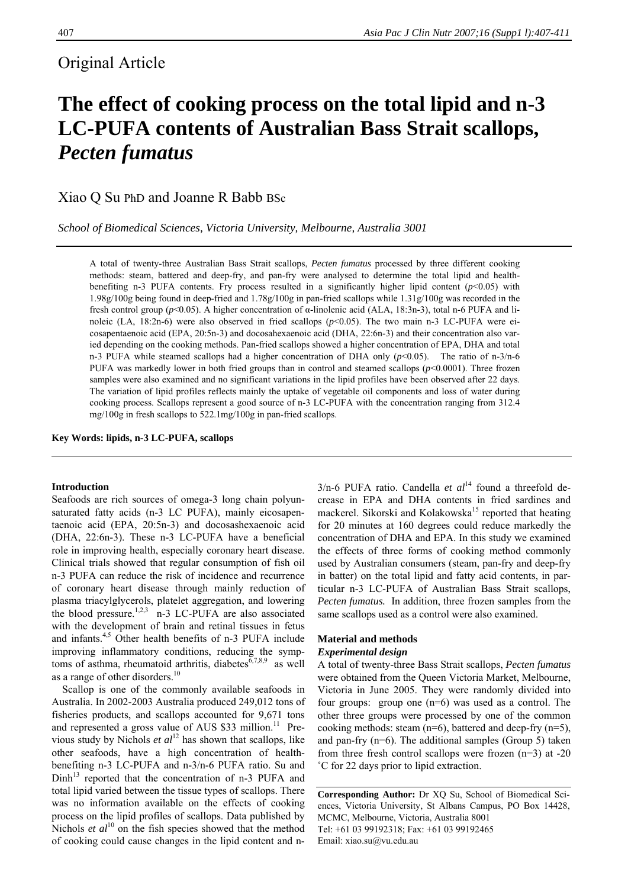Original Article

# The effect of cooking process on the total lipid and n-3 LC-PUFA contents of Australian Bass Strait scallops, *Pecten fumatus*

Xiao Q Su PhD and Joanne R Babb BSc

*School of Biomedical Sciences, Victoria University, Melbourne, Australia 3001*

A total of twenty-three Australian Bass Strait scallops, *Pecten fumatus* processed by three different cooking methods: steam, battered and deep-fry, and pan-fry were analysed to determine the total lipid and health-benefiting n-3 PUFA contents. Fry process resulted in a significantly higher lipid content ($p<0.05$) with 1.98g/100g being found in deep-fried and 1.78g/100g in pan-fried scallops while 1.31g/100g was recorded in the fresh control group ($p<0.05$). A higher concentration of α-linolenic acid (ALA, 18:3n-3), total n-6 PUFA and linoleic (LA, 18:2n-6) were also observed in fried scallops ($p<0.05$). The two main n-3 LC-PUFA were eicosapentaenoic acid (EPA, 20:5n-3) and docosahexaenoic acid (DHA, 22:6n-3) and their concentration also varied depending on the cooking methods. Pan-fried scallops showed a higher concentration of EPA, DHA and total n-3 PUFA while steamed scallops had a higher concentration of DHA only ($p<0.05$). The ratio of n-3/n-6 PUFA was markedly lower in both fried groups than in control and steamed scallops ($p<0.0001$). Three frozen samples were also examined and no significant variations in the lipid profiles have been observed after 22 days. The variation of lipid profiles reflects mainly the uptake of vegetable oil components and loss of water during cooking process. Scallops represent a good source of n-3 LC-PUFA with the concentration ranging from 312.4 mg/100g in fresh scallops to 522.1mg/100g in pan-fried scallops.

**Key Words: lipids, n-3 LC-PUFA, scallops**

### Introduction

Seafoods are rich sources of omega-3 long chain polyunsaturated fatty acids (n-3 LC PUFA), mainly eicosapentaenoic acid (EPA, 20:5n-3) and docosashexaenoic acid (DHA, 22:6n-3). These n-3 LC-PUFA have a beneficial role in improving health, especially coronary heart disease. Clinical trials showed that regular consumption of fish oil n-3 PUFA can reduce the risk of incidence and recurrence of coronary heart disease through mainly reduction of plasma triacylglycerols, platelet aggregation, and lowering the blood pressure.[1,2,3] n-3 LC-PUFA are also associated with the development of brain and retinal tissues in fetus and infants.[4,5] Other health benefits of n-3 PUFA include improving inflammatory conditions, reducing the symptoms of asthma, rheumatoid arthritis, diabetes[6,7,8,9] as well as a range of other disorders.[10]

Scallop is one of the commonly available seafoods in Australia. In 2002-2003 Australia produced 249,012 tons of fisheries products, and scallops accounted for 9,671 tons and represented a gross value of AUS $33 million.[11] Previous study by Nichols *et al*[12] has shown that scallops, like other seafoods, have a high concentration of health-benefiting n-3 LC-PUFA and n-3/n-6 PUFA ratio. Su and Dinh[13] reported that the concentration of n-3 PUFA and total lipid varied between the tissue types of scallops. There was no information available on the effects of cooking process on the lipid profiles of scallops. Data published by Nichols *et al*[10] on the fish species showed that the method of cooking could cause changes in the lipid content and n-3/n-6 PUFA ratio. Candella *et al*[14] found a threefold decrease in EPA and DHA contents in fried sardines and mackerel. Sikorski and Kolakowska[15] reported that heating for 20 minutes at 160 degrees could reduce markedly the concentration of DHA and EPA. In this study we examined the effects of three forms of cooking method commonly used by Australian consumers (steam, pan-fry and deep-fry in batter) on the total lipid and fatty acid contents, in particular n-3 LC-PUFA of Australian Bass Strait scallops, *Pecten fumatus.* In addition, three frozen samples from the same scallops used as a control were also examined.

### Material and methods

#### *Experimental design*

A total of twenty-three Bass Strait scallops, *Pecten fumatus* were obtained from the Queen Victoria Market, Melbourne, Victoria in June 2005. They were randomly divided into four groups: group one (n=6) was used as a control. The other three groups were processed by one of the common cooking methods: steam (n=6), battered and deep-fry (n=5), and pan-fry (n=6). The additional samples (Group 5) taken from three fresh control scallops were frozen (n=3) at -20 ˚C for 22 days prior to lipid extraction.

**Corresponding Author:** Dr XQ Su, School of Biomedical Sciences, Victoria University, St Albans Campus, PO Box 14428, MCMC, Melbourne, Victoria, Australia 8001
Tel: +61 03 99192318; Fax: +61 03 99192465
Email: xiao.su@vu.edu.au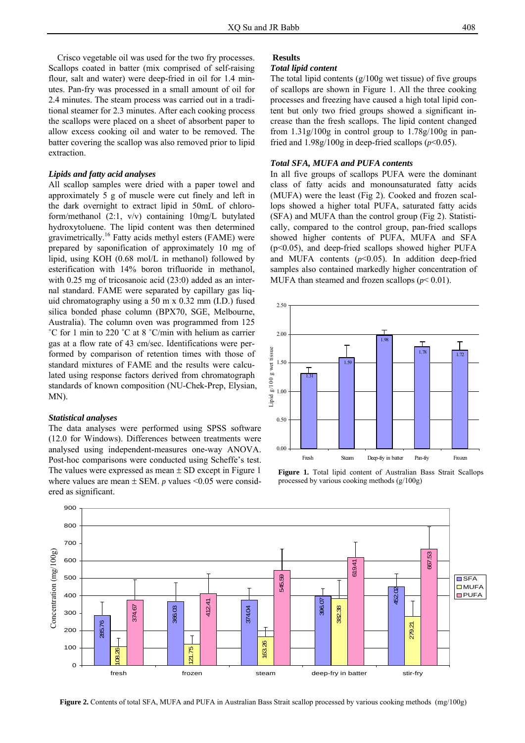Crisco vegetable oil was used for the two fry processes. Scallops coated in batter (mix comprised of self-raising flour, salt and water) were deep-fried in oil for 1.4 minutes. Pan-fry was processed in a small amount of oil for 2.4 minutes. The steam process was carried out in a traditional steamer for 2.3 minutes. After each cooking process the scallops were placed on a sheet of absorbent paper to allow excess cooking oil and water to be removed. The batter covering the scallop was also removed prior to lipid extraction.

### *Lipids and fatty acid analyses*

All scallop samples were dried with a paper towel and approximately 5 g of muscle were cut finely and left in the dark overnight to extract lipid in 50mL of chloroform/methanol (2:1, v/v) containing 10mg/L butylated hydroxytoluene. The lipid content was then determined gravimetrically.[16] Fatty acids methyl esters (FAME) were prepared by saponification of approximately 10 mg of lipid, using KOH (0.68 mol/L in methanol) followed by esterification with 14% boron trifluoride in methanol, with 0.25 mg of tricosanoic acid (23:0) added as an internal standard. FAME were separated by capillary gas liquid chromatography using a 50 m x 0.32 mm (I.D.) fused silica bonded phase column (BPX70, SGE, Melbourne, Australia). The column oven was programmed from 125 ˚C for 1 min to 220 ˚C at 8 ˚C/min with helium as carrier gas at a flow rate of 43 cm/sec. Identifications were performed by comparison of retention times with those of standard mixtures of FAME and the results were calculated using response factors derived from chromatograph standards of known composition (NU-Chek-Prep, Elysian, MN).

### *Statistical analyses*

The data analyses were performed using SPSS software (12.0 for Windows). Differences between treatments were analysed using independent-measures one-way ANOVA. Post-hoc comparisons were conducted using Scheffe's test. The values were expressed as mean ± SD except in Figure 1 where values are mean ± SEM. *p* values <0.05 were considered as significant.

## Results

### *Total lipid content*

The total lipid contents (g/100g wet tissue) of five groups of scallops are shown in Figure 1. All the three cooking processes and freezing have caused a high total lipid content but only two fried groups showed a significant increase than the fresh scallops. The lipid content changed from 1.31g/100g in control group to 1.78g/100g in pan-fried and 1.98g/100g in deep-fried scallops ($p$<0.05).

### *Total SFA, MUFA and PUFA contents*

In all five groups of scallops PUFA were the dominant class of fatty acids and monounsaturated fatty acids (MUFA) were the least (Fig 2). Cooked and frozen scallops showed a higher total PUFA, saturated fatty acids (SFA) and MUFA than the control group (Fig 2). Statistically, compared to the control group, pan-fried scallops showed higher contents of PUFA, MUFA and SFA (p<0.05), and deep-fried scallops showed higher PUFA and MUFA contents ($p$<0.05). In addition deep-fried samples also contained markedly higher concentration of MUFA than steamed and frozen scallops ($p$< 0.01).

**Figure 1.** Total lipid content of Australian Bass Strait Scallops processed by various cooking methods (g/100g)

**Figure 2.** Contents of total SFA, MUFA and PUFA in Australian Bass Strait scallop processed by various cooking methods (mg/100g)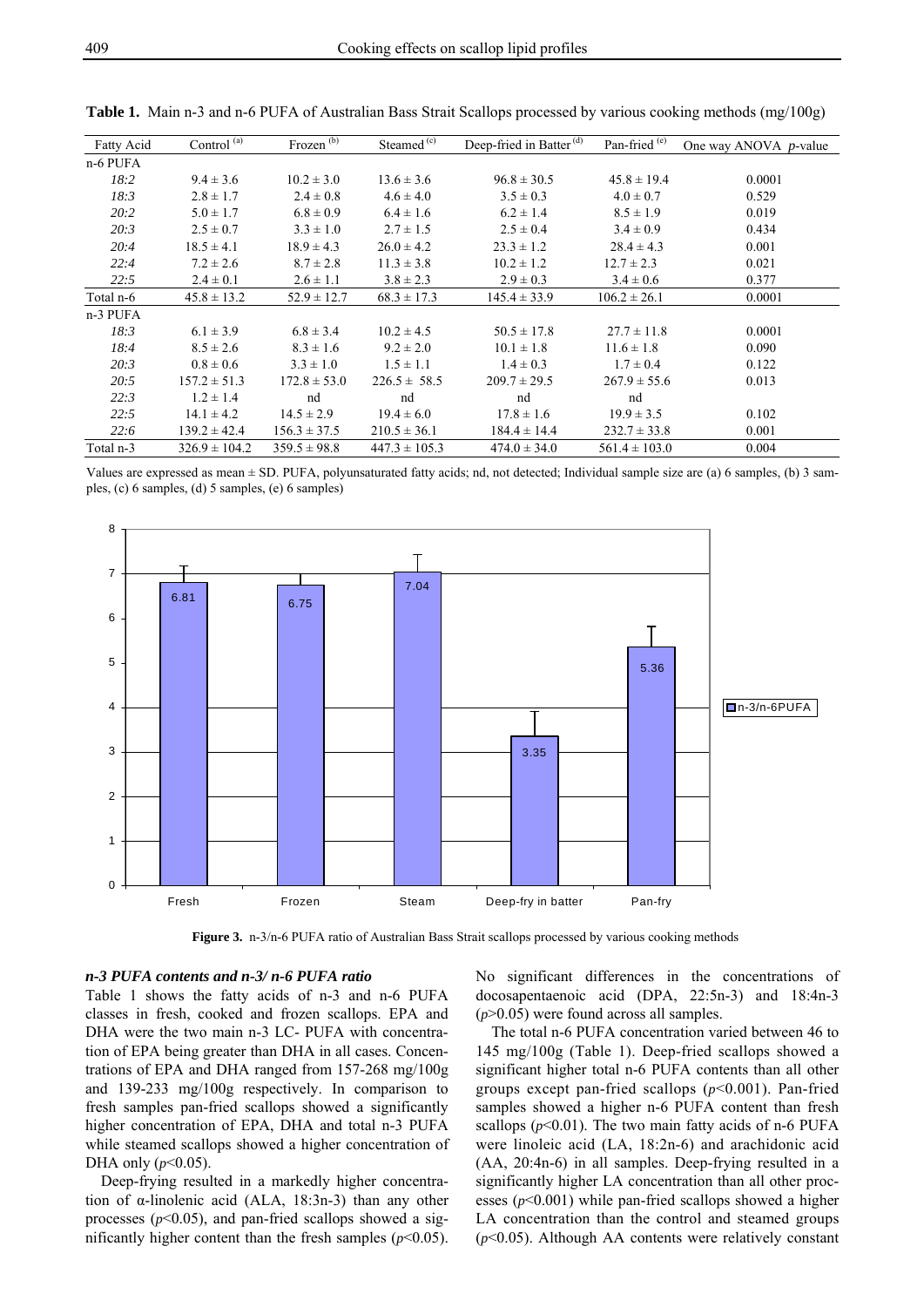**Table 1.** Main n-3 and n-6 PUFA of Australian Bass Strait Scallops processed by various cooking methods (mg/100g)

| Fatty Acid | Control [(a)] | Frozen [(b)] | Steamed [(c)] | Deep-fried in Batter [(d)] | Pan-fried [(e)] | One way ANOVA *p*-value |
|---|---|---|---|---|---|---|
| n-6 PUFA | | | | | | |
| *18:2* | 9.4 ± 3.6 | 10.2 ± 3.0 | 13.6 ± 3.6 | 96.8 ± 30.5 | 45.8 ± 19.4 | 0.0001 |
| *18:3* | 2.8 ± 1.7 | 2.4 ± 0.8 | 4.6 ± 4.0 | 3.5 ± 0.3 | 4.0 ± 0.7 | 0.529 |
| *20:2* | 5.0 ± 1.7 | 6.8 ± 0.9 | 6.4 ± 1.6 | 6.2 ± 1.4 | 8.5 ± 1.9 | 0.019 |
| *20:3* | 2.5 ± 0.7 | 3.3 ± 1.0 | 2.7 ± 1.5 | 2.5 ± 0.4 | 3.4 ± 0.9 | 0.434 |
| *20:4* | 18.5 ± 4.1 | 18.9 ± 4.3 | 26.0 ± 4.2 | 23.3 ± 1.2 | 28.4 ± 4.3 | 0.001 |
| *22:4* | 7.2 ± 2.6 | 8.7 ± 2.8 | 11.3 ± 3.8 | 10.2 ± 1.2 | 12.7 ± 2.3 | 0.021 |
| *22:5* | 2.4 ± 0.1 | 2.6 ± 1.1 | 3.8 ± 2.3 | 2.9 ± 0.3 | 3.4 ± 0.6 | 0.377 |
| Total n-6 | 45.8 ± 13.2 | 52.9 ± 12.7 | 68.3 ± 17.3 | 145.4 ± 33.9 | 106.2 ± 26.1 | 0.0001 |
| n-3 PUFA | | | | | | |
| *18:3* | 6.1 ± 3.9 | 6.8 ± 3.4 | 10.2 ± 4.5 | 50.5 ± 17.8 | 27.7 ± 11.8 | 0.0001 |
| *18:4* | 8.5 ± 2.6 | 8.3 ± 1.6 | 9.2 ± 2.0 | 10.1 ± 1.8 | 11.6 ± 1.8 | 0.090 |
| *20:3* | 0.8 ± 0.6 | 3.3 ± 1.0 | 1.5 ± 1.1 | 1.4 ± 0.3 | 1.7 ± 0.4 | 0.122 |
| *20:5* | 157.2 ± 51.3 | 172.8 ± 53.0 | 226.5 ± 58.5 | 209.7 ± 29.5 | 267.9 ± 55.6 | 0.013 |
| *22:3* | 1.2 ± 1.4 | nd | nd | nd | nd | |
| *22:5* | 14.1 ± 4.2 | 14.5 ± 2.9 | 19.4 ± 6.0 | 17.8 ± 1.6 | 19.9 ± 3.5 | 0.102 |
| *22:6* | 139.2 ± 42.4 | 156.3 ± 37.5 | 210.5 ± 36.1 | 184.4 ± 14.4 | 232.7 ± 33.8 | 0.001 |
| Total n-3 | 326.9 ± 104.2 | 359.5 ± 98.8 | 447.3 ± 105.3 | 474.0 ± 34.0 | 561.4 ± 103.0 | 0.004 |

Values are expressed as mean ± SD. PUFA, polyunsaturated fatty acids; nd, not detected; Individual sample size are (a) 6 samples, (b) 3 samples, (c) 6 samples, (d) 5 samples, (e) 6 samples)

**Figure 3.** n-3/n-6 PUFA ratio of Australian Bass Strait scallops processed by various cooking methods

### *n-3 PUFA contents and n-3/ n-6 PUFA ratio*

Table 1 shows the fatty acids of n-3 and n-6 PUFA classes in fresh, cooked and frozen scallops. EPA and DHA were the two main n-3 LC- PUFA with concentration of EPA being greater than DHA in all cases. Concentrations of EPA and DHA ranged from 157-268 mg/100g and 139-233 mg/100g respectively. In comparison to fresh samples pan-fried scallops showed a significantly higher concentration of EPA, DHA and total n-3 PUFA while steamed scallops showed a higher concentration of DHA only ($p$<0.05).

Deep-frying resulted in a markedly higher concentration of α-linolenic acid (ALA, 18:3n-3) than any other processes ($p$<0.05), and pan-fried scallops showed a significantly higher content than the fresh samples ($p$<0.05). No significant differences in the concentrations of docosapentaenoic acid (DPA, 22:5n-3) and 18:4n-3 ($p$>0.05) were found across all samples.

The total n-6 PUFA concentration varied between 46 to 145 mg/100g (Table 1). Deep-fried scallops showed a significant higher total n-6 PUFA contents than all other groups except pan-fried scallops ($p$<0.001). Pan-fried samples showed a higher n-6 PUFA content than fresh scallops ($p$<0.01). The two main fatty acids of n-6 PUFA were linoleic acid (LA, 18:2n-6) and arachidonic acid (AA, 20:4n-6) in all samples. Deep-frying resulted in a significantly higher LA concentration than all other processes ($p$<0.001) while pan-fried scallops showed a higher LA concentration than the control and steamed groups ($p$<0.05). Although AA contents were relatively constant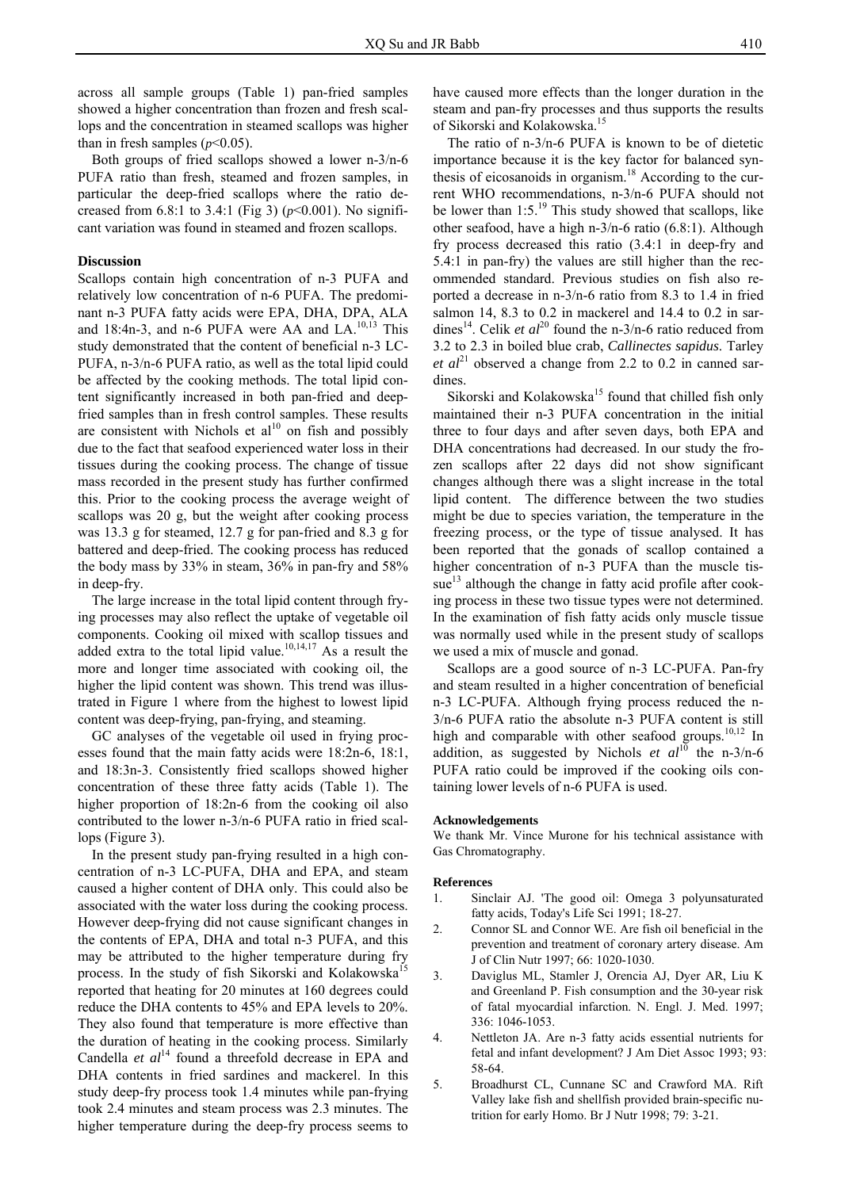across all sample groups (Table 1) pan-fried samples showed a higher concentration than frozen and fresh scallops and the concentration in steamed scallops was higher than in fresh samples ($p<0.05$).

Both groups of fried scallops showed a lower n-3/n-6 PUFA ratio than fresh, steamed and frozen samples, in particular the deep-fried scallops where the ratio decreased from 6.8:1 to 3.4:1 (Fig 3) ($p<0.001$). No significant variation was found in steamed and frozen scallops.

### Discussion

Scallops contain high concentration of n-3 PUFA and relatively low concentration of n-6 PUFA. The predominant n-3 PUFA fatty acids were EPA, DHA, DPA, ALA and 18:4n-3, and n-6 PUFA were AA and LA.[10,13] This study demonstrated that the content of beneficial n-3 LC-PUFA, n-3/n-6 PUFA ratio, as well as the total lipid could be affected by the cooking methods. The total lipid content significantly increased in both pan-fried and deep-fried samples than in fresh control samples. These results are consistent with Nichols et al[10] on fish and possibly due to the fact that seafood experienced water loss in their tissues during the cooking process. The change of tissue mass recorded in the present study has further confirmed this. Prior to the cooking process the average weight of scallops was 20 g, but the weight after cooking process was 13.3 g for steamed, 12.7 g for pan-fried and 8.3 g for battered and deep-fried. The cooking process has reduced the body mass by 33% in steam, 36% in pan-fry and 58% in deep-fry.

The large increase in the total lipid content through frying processes may also reflect the uptake of vegetable oil components. Cooking oil mixed with scallop tissues and added extra to the total lipid value.[10,14,17] As a result the more and longer time associated with cooking oil, the higher the lipid content was shown. This trend was illustrated in Figure 1 where from the highest to lowest lipid content was deep-frying, pan-frying, and steaming.

GC analyses of the vegetable oil used in frying processes found that the main fatty acids were 18:2n-6, 18:1, and 18:3n-3. Consistently fried scallops showed higher concentration of these three fatty acids (Table 1). The higher proportion of 18:2n-6 from the cooking oil also contributed to the lower n-3/n-6 PUFA ratio in fried scallops (Figure 3).

In the present study pan-frying resulted in a high concentration of n-3 LC-PUFA, DHA and EPA, and steam caused a higher content of DHA only. This could also be associated with the water loss during the cooking process. However deep-frying did not cause significant changes in the contents of EPA, DHA and total n-3 PUFA, and this may be attributed to the higher temperature during fry process. In the study of fish Sikorski and Kolakowska[15] reported that heating for 20 minutes at 160 degrees could reduce the DHA contents to 45% and EPA levels to 20%. They also found that temperature is more effective than the duration of heating in the cooking process. Similarly Candella *et al*[14] found a threefold decrease in EPA and DHA contents in fried sardines and mackerel. In this study deep-fry process took 1.4 minutes while pan-frying took 2.4 minutes and steam process was 2.3 minutes. The higher temperature during the deep-fry process seems to have caused more effects than the longer duration in the steam and pan-fry processes and thus supports the results of Sikorski and Kolakowska.[15]

The ratio of n-3/n-6 PUFA is known to be of dietetic importance because it is the key factor for balanced synthesis of eicosanoids in organism.[18] According to the current WHO recommendations, n-3/n-6 PUFA should not be lower than 1:5.[19] This study showed that scallops, like other seafood, have a high n-3/n-6 ratio (6.8:1). Although fry process decreased this ratio (3.4:1 in deep-fry and 5.4:1 in pan-fry) the values are still higher than the recommended standard. Previous studies on fish also reported a decrease in n-3/n-6 ratio from 8.3 to 1.4 in fried salmon 14, 8.3 to 0.2 in mackerel and 14.4 to 0.2 in sardines[14]. Celik *et al*[20] found the n-3/n-6 ratio reduced from 3.2 to 2.3 in boiled blue crab, *Callinectes sapidus*. Tarley *et al*[21] observed a change from 2.2 to 0.2 in canned sardines.

Sikorski and Kolakowska[15] found that chilled fish only maintained their n-3 PUFA concentration in the initial three to four days and after seven days, both EPA and DHA concentrations had decreased. In our study the frozen scallops after 22 days did not show significant changes although there was a slight increase in the total lipid content. The difference between the two studies might be due to species variation, the temperature in the freezing process, or the type of tissue analysed. It has been reported that the gonads of scallop contained a higher concentration of n-3 PUFA than the muscle tissue[13] although the change in fatty acid profile after cooking process in these two tissue types were not determined. In the examination of fish fatty acids only muscle tissue was normally used while in the present study of scallops we used a mix of muscle and gonad.

Scallops are a good source of n-3 LC-PUFA. Pan-fry and steam resulted in a higher concentration of beneficial n-3 LC-PUFA. Although frying process reduced the n-3/n-6 PUFA ratio the absolute n-3 PUFA content is still high and comparable with other seafood groups.[10,12] In addition, as suggested by Nichols *et al*[10] the n-3/n-6 PUFA ratio could be improved if the cooking oils containing lower levels of n-6 PUFA is used.

#### Acknowledgements

We thank Mr. Vince Murone for his technical assistance with Gas Chromatography.

#### References

1. Sinclair AJ. 'The good oil: Omega 3 polyunsaturated fatty acids, Today's Life Sci 1991; 18-27.
2. Connor SL and Connor WE. Are fish oil beneficial in the prevention and treatment of coronary artery disease. Am J of Clin Nutr 1997; 66: 1020-1030.
3. Daviglus ML, Stamler J, Orencia AJ, Dyer AR, Liu K and Greenland P. Fish consumption and the 30-year risk of fatal myocardial infarction. N. Engl. J. Med. 1997; 336: 1046-1053.
4. Nettleton JA. Are n-3 fatty acids essential nutrients for fetal and infant development? J Am Diet Assoc 1993; 93: 58-64.
5. Broadhurst CL, Cunnane SC and Crawford MA. Rift Valley lake fish and shellfish provided brain-specific nutrition for early Homo. Br J Nutr 1998; 79: 3-21.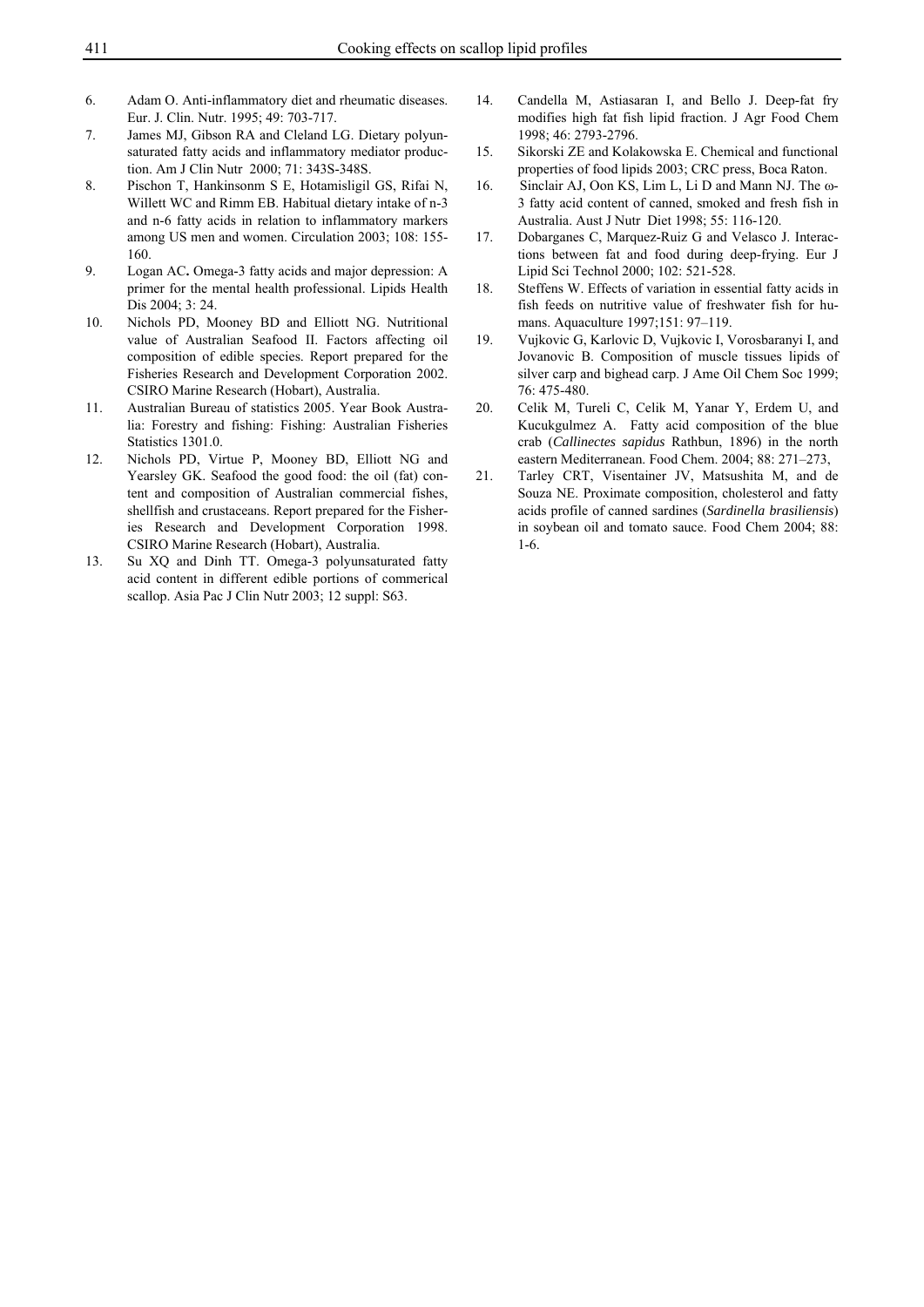6. Adam O. Anti-inflammatory diet and rheumatic diseases. Eur. J. Clin. Nutr. 1995; 49: 703-717.
7. James MJ, Gibson RA and Cleland LG. Dietary polyunsaturated fatty acids and inflammatory mediator production. Am J Clin Nutr 2000; 71: 343S-348S.
8. Pischon T, Hankinsonm S E, Hotamisligil GS, Rifai N, Willett WC and Rimm EB. Habitual dietary intake of n-3 and n-6 fatty acids in relation to inflammatory markers among US men and women. Circulation 2003; 108: 155-160.
9. Logan AC**.** Omega-3 fatty acids and major depression: A primer for the mental health professional. Lipids Health Dis 2004; 3: 24.
10. Nichols PD, Mooney BD and Elliott NG. Nutritional value of Australian Seafood II. Factors affecting oil composition of edible species. Report prepared for the Fisheries Research and Development Corporation 2002. CSIRO Marine Research (Hobart), Australia.
11. Australian Bureau of statistics 2005. Year Book Australia: Forestry and fishing: Fishing: Australian Fisheries Statistics 1301.0.
12. Nichols PD, Virtue P, Mooney BD, Elliott NG and Yearsley GK. Seafood the good food: the oil (fat) content and composition of Australian commercial fishes, shellfish and crustaceans. Report prepared for the Fisheries Research and Development Corporation 1998. CSIRO Marine Research (Hobart), Australia.
13. Su XQ and Dinh TT. Omega-3 polyunsaturated fatty acid content in different edible portions of commerical scallop. Asia Pac J Clin Nutr 2003; 12 suppl: S63.
14. Candella M, Astiasaran I, and Bello J. Deep-fat fry modifies high fat fish lipid fraction. J Agr Food Chem 1998; 46: 2793-2796.
15. Sikorski ZE and Kolakowska E. Chemical and functional properties of food lipids 2003; CRC press, Boca Raton.
16. Sinclair AJ, Oon KS, Lim L, Li D and Mann NJ. The ω-3 fatty acid content of canned, smoked and fresh fish in Australia. Aust J Nutr Diet 1998; 55: 116-120.
17. Dobarganes C, Marquez-Ruiz G and Velasco J. Interactions between fat and food during deep-frying. Eur J Lipid Sci Technol 2000; 102: 521-528.
18. Steffens W. Effects of variation in essential fatty acids in fish feeds on nutritive value of freshwater fish for humans. Aquaculture 1997;151: 97–119.
19. Vujkovic G, Karlovic D, Vujkovic I, Vorosbaranyi I, and Jovanovic B. Composition of muscle tissues lipids of silver carp and bighead carp. J Ame Oil Chem Soc 1999; 76: 475-480.
20. Celik M, Tureli C, Celik M, Yanar Y, Erdem U, and Kucukgulmez A. Fatty acid composition of the blue crab (*Callinectes sapidus* Rathbun, 1896) in the north eastern Mediterranean. Food Chem. 2004; 88: 271–273,
21. Tarley CRT, Visentainer JV, Matsushita M, and de Souza NE. Proximate composition, cholesterol and fatty acids profile of canned sardines (*Sardinella brasiliensis*) in soybean oil and tomato sauce. Food Chem 2004; 88: 1-6.